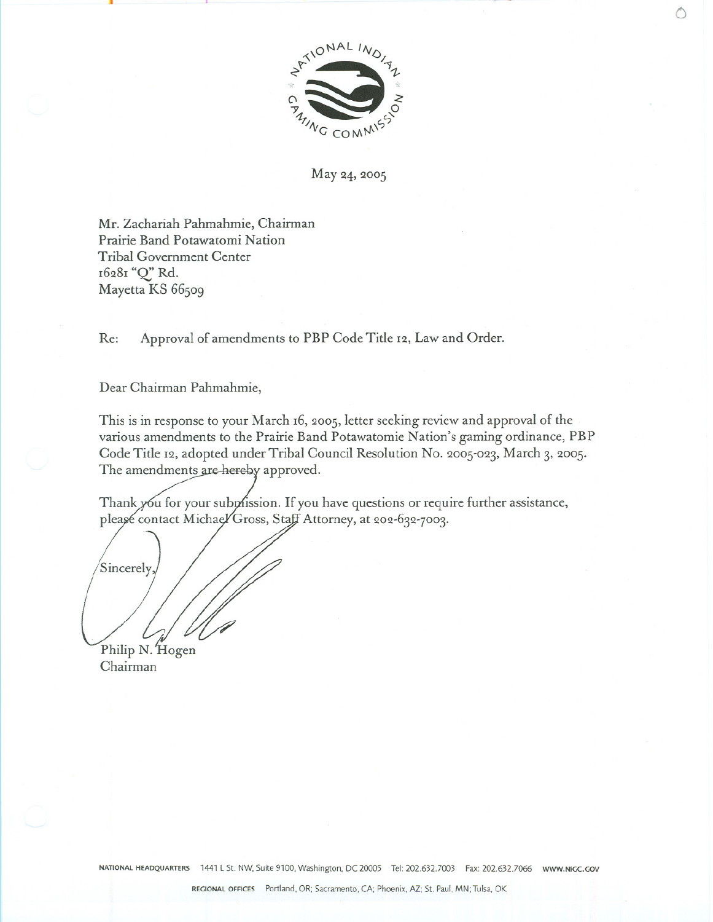NATIONAL INDIAN GAMING COMMISSION

May 24, 2005

Mr. Zachariah Pahmahmie, Chairman
Prairie Band Potawatomi Nation
Tribal Government Center
16281 "Q" Rd.
Mayetta KS 66509

Re: Approval of amendments to PBP Code Title 12, Law and Order.

Dear Chairman Pahmahmie,

This is in response to your March 16, 2005, letter seeking review and approval of the various amendments to the Prairie Band Potawatomie Nation's gaming ordinance, PBP Code Title 12, adopted under Tribal Council Resolution No. 2005-023, March 3, 2005. The amendments are hereby approved.

Thank you for your submission. If you have questions or require further assistance, please contact Michael Gross, Staff Attorney, at 202-632-7003.

Sincerely,

Philip N. Hogen
Chairman

NATIONAL HEADQUARTERS 1441 L St. NW, Suite 9100, Washington, DC 20005 Tel: 202.632.7003 Fax: 202.632.7066 WWW.NIGC.GOV

REGIONAL OFFICES Portland, OR; Sacramento, CA; Phoenix, AZ; St. Paul, MN; Tulsa, OK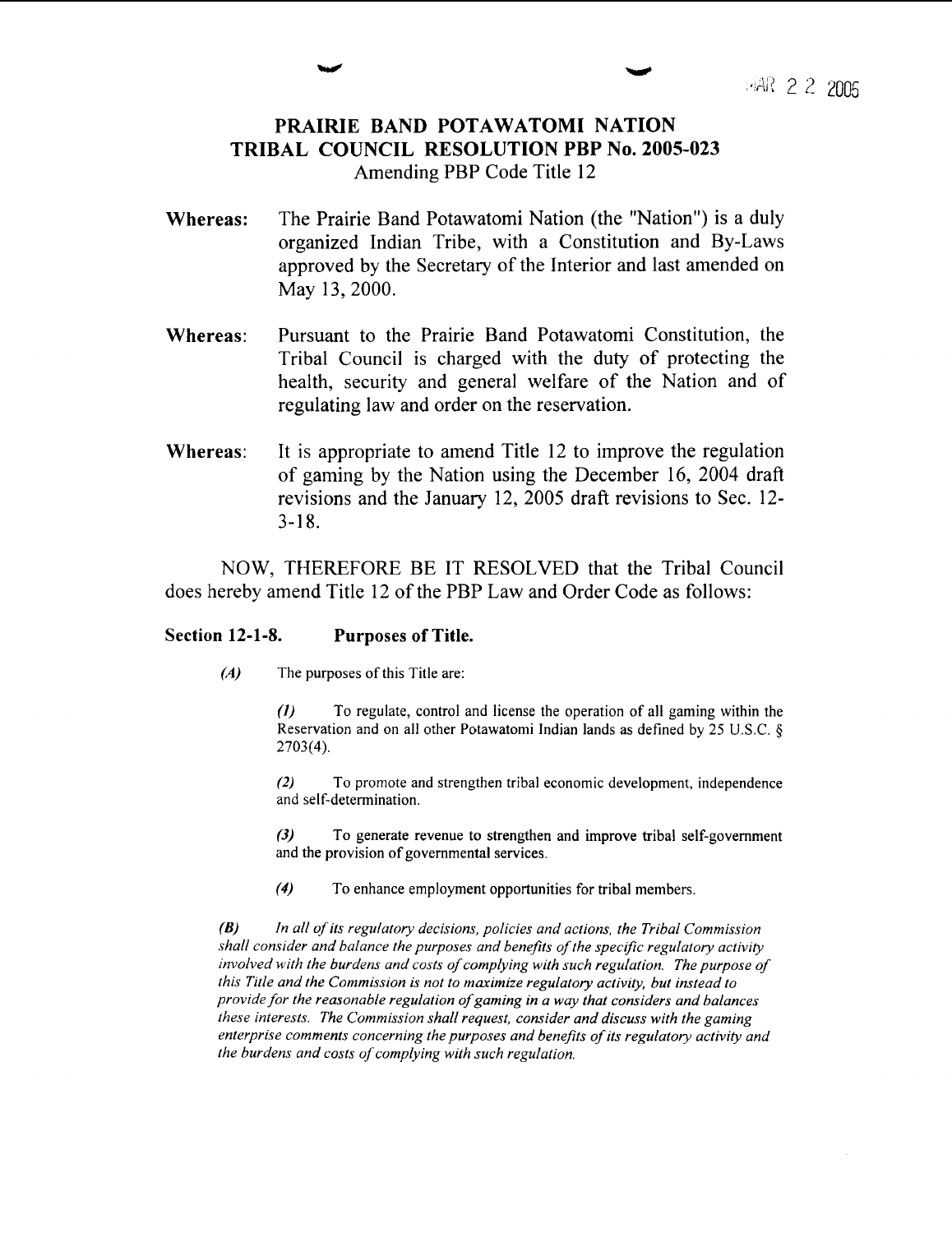MAR 2 2 2005

# PRAIRIE BAND POTAWATOMI NATION
# TRIBAL COUNCIL RESOLUTION PBP No. 2005-023

Amending PBP Code Title 12

**Whereas:** The Prairie Band Potawatomi Nation (the "Nation") is a duly organized Indian Tribe, with a Constitution and By-Laws approved by the Secretary of the Interior and last amended on May 13, 2000.

**Whereas:** Pursuant to the Prairie Band Potawatomi Constitution, the Tribal Council is charged with the duty of protecting the health, security and general welfare of the Nation and of regulating law and order on the reservation.

**Whereas:** It is appropriate to amend Title 12 to improve the regulation of gaming by the Nation using the December 16, 2004 draft revisions and the January 12, 2005 draft revisions to Sec. 12-3-18.

NOW, THEREFORE BE IT RESOLVED that the Tribal Council does hereby amend Title 12 of the PBP Law and Order Code as follows:

### Section 12-1-8. Purposes of Title.

***(A)*** The purposes of this Title are:

> ***(1)*** To regulate, control and license the operation of all gaming within the Reservation and on all other Potawatomi Indian lands as defined by 25 U.S.C. § 2703(4).
>
> ***(2)*** To promote and strengthen tribal economic development, independence and self-determination.
>
> ***(3)*** To generate revenue to strengthen and improve tribal self-government and the provision of governmental services.
>
> ***(4)*** To enhance employment opportunities for tribal members.

***(B)*** *In all of its regulatory decisions, policies and actions, the Tribal Commission shall consider and balance the purposes and benefits of the specific regulatory activity involved with the burdens and costs of complying with such regulation. The purpose of this Title and the Commission is not to maximize regulatory activity, but instead to provide for the reasonable regulation of gaming in a way that considers and balances these interests. The Commission shall request, consider and discuss with the gaming enterprise comments concerning the purposes and benefits of its regulatory activity and the burdens and costs of complying with such regulation.*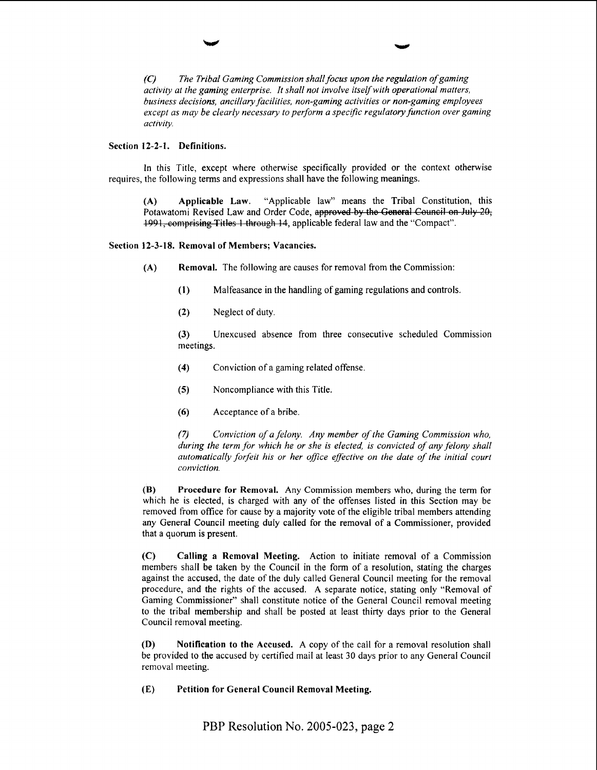*(C) The Tribal Gaming Commission shall focus upon the regulation of gaming activity at the gaming enterprise. It shall not involve itself with operational matters, business decisions, ancillary facilities, non-gaming activities or non-gaming employees except as may be clearly necessary to perform a specific regulatory function over gaming activity.*

**Section 12-2-1. Definitions.**

In this Title, except where otherwise specifically provided or the context otherwise requires, the following terms and expressions shall have the following meanings.

> **(A) Applicable Law.** "Applicable law" means the Tribal Constitution, this Potawatomi Revised Law and Order Code, ~~approved by the General Council on July 20, 1991, comprising Titles 1 through 14~~, applicable federal law and the "Compact".

**Section 12-3-18. Removal of Members; Vacancies.**

> **(A) Removal.** The following are causes for removal from the Commission:
>
> > **(1)** Malfeasance in the handling of gaming regulations and controls.
> >
> > **(2)** Neglect of duty.
> >
> > **(3)** Unexcused absence from three consecutive scheduled Commission meetings.
> >
> > **(4)** Conviction of a gaming related offense.
> >
> > **(5)** Noncompliance with this Title.
> >
> > **(6)** Acceptance of a bribe.
> >
> > *(7) Conviction of a felony. Any member of the Gaming Commission who, during the term for which he or she is elected, is convicted of any felony shall automatically forfeit his or her office effective on the date of the initial court conviction.*
>
> **(B) Procedure for Removal.** Any Commission members who, during the term for which he is elected, is charged with any of the offenses listed in this Section may be removed from office for cause by a majority vote of the eligible tribal members attending any General Council meeting duly called for the removal of a Commissioner, provided that a quorum is present.
>
> **(C) Calling a Removal Meeting.** Action to initiate removal of a Commission members shall be taken by the Council in the form of a resolution, stating the charges against the accused, the date of the duly called General Council meeting for the removal procedure, and the rights of the accused. A separate notice, stating only "Removal of Gaming Commissioner" shall constitute notice of the General Council removal meeting to the tribal membership and shall be posted at least thirty days prior to the General Council removal meeting.
>
> **(D) Notification to the Accused.** A copy of the call for a removal resolution shall be provided to the accused by certified mail at least 30 days prior to any General Council removal meeting.
>
> **(E) Petition for General Council Removal Meeting.**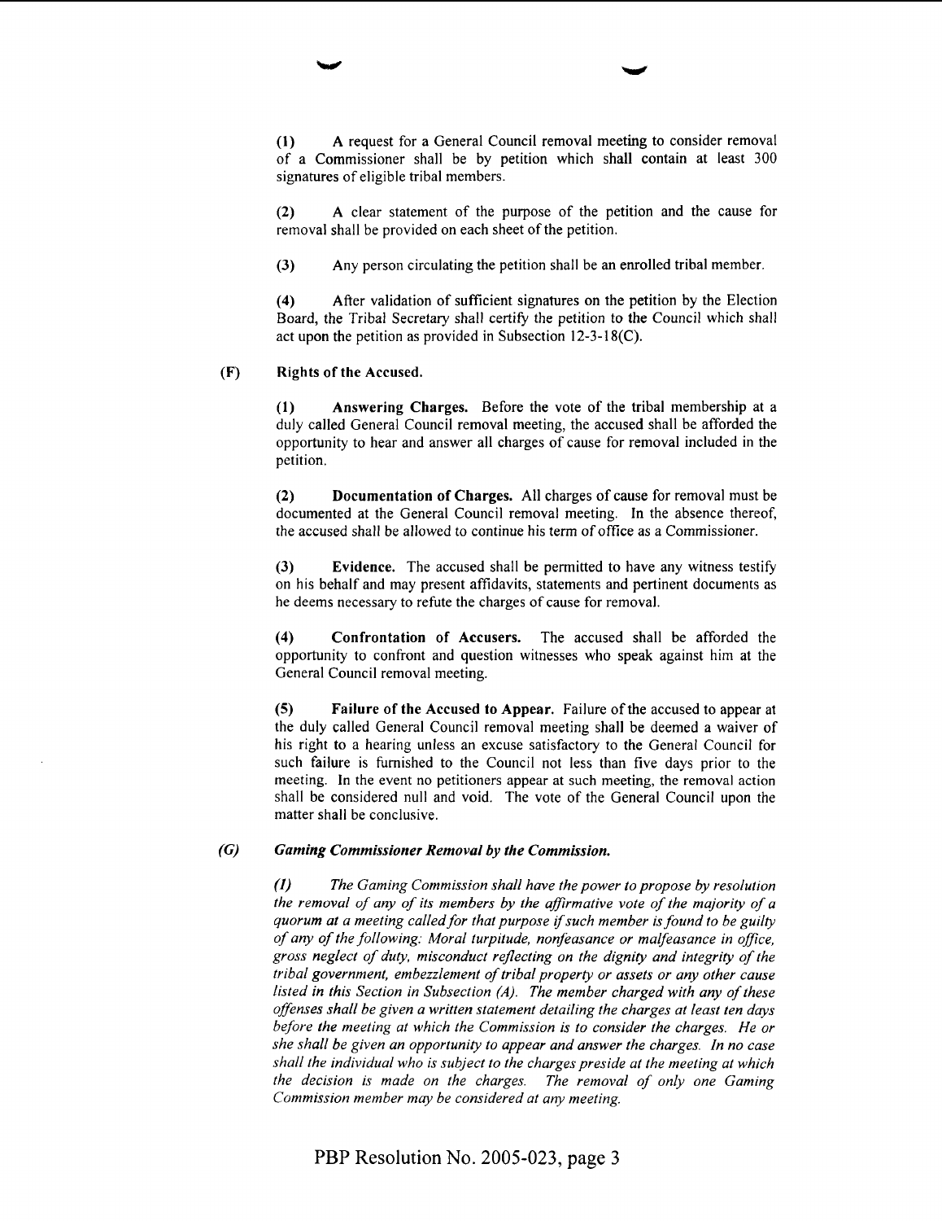(1) A request for a General Council removal meeting to consider removal of a Commissioner shall be by petition which shall contain at least 300 signatures of eligible tribal members.

(2) A clear statement of the purpose of the petition and the cause for removal shall be provided on each sheet of the petition.

(3) Any person circulating the petition shall be an enrolled tribal member.

(4) After validation of sufficient signatures on the petition by the Election Board, the Tribal Secretary shall certify the petition to the Council which shall act upon the petition as provided in Subsection 12-3-18(C).

**(F) Rights of the Accused.**

(1) **Answering Charges.** Before the vote of the tribal membership at a duly called General Council removal meeting, the accused shall be afforded the opportunity to hear and answer all charges of cause for removal included in the petition.

(2) **Documentation of Charges.** All charges of cause for removal must be documented at the General Council removal meeting. In the absence thereof, the accused shall be allowed to continue his term of office as a Commissioner.

(3) **Evidence.** The accused shall be permitted to have any witness testify on his behalf and may present affidavits, statements and pertinent documents as he deems necessary to refute the charges of cause for removal.

(4) **Confrontation of Accusers.** The accused shall be afforded the opportunity to confront and question witnesses who speak against him at the General Council removal meeting.

(5) **Failure of the Accused to Appear.** Failure of the accused to appear at the duly called General Council removal meeting shall be deemed a waiver of his right to a hearing unless an excuse satisfactory to the General Council for such failure is furnished to the Council not less than five days prior to the meeting. In the event no petitioners appear at such meeting, the removal action shall be considered null and void. The vote of the General Council upon the matter shall be conclusive.

***(G) Gaming Commissioner Removal by the Commission.***

*(1) The Gaming Commission shall have the power to propose by resolution the removal of any of its members by the affirmative vote of the majority of a quorum at a meeting called for that purpose if such member is found to be guilty of any of the following: Moral turpitude, nonfeasance or malfeasance in office, gross neglect of duty, misconduct reflecting on the dignity and integrity of the tribal government, embezzlement of tribal property or assets or any other cause listed in this Section in Subsection (A). The member charged with any of these offenses shall be given a written statement detailing the charges at least ten days before the meeting at which the Commission is to consider the charges. He or she shall be given an opportunity to appear and answer the charges. In no case shall the individual who is subject to the charges preside at the meeting at which the decision is made on the charges. The removal of only one Gaming Commission member may be considered at any meeting.*

PBP Resolution No. 2005-023, page 3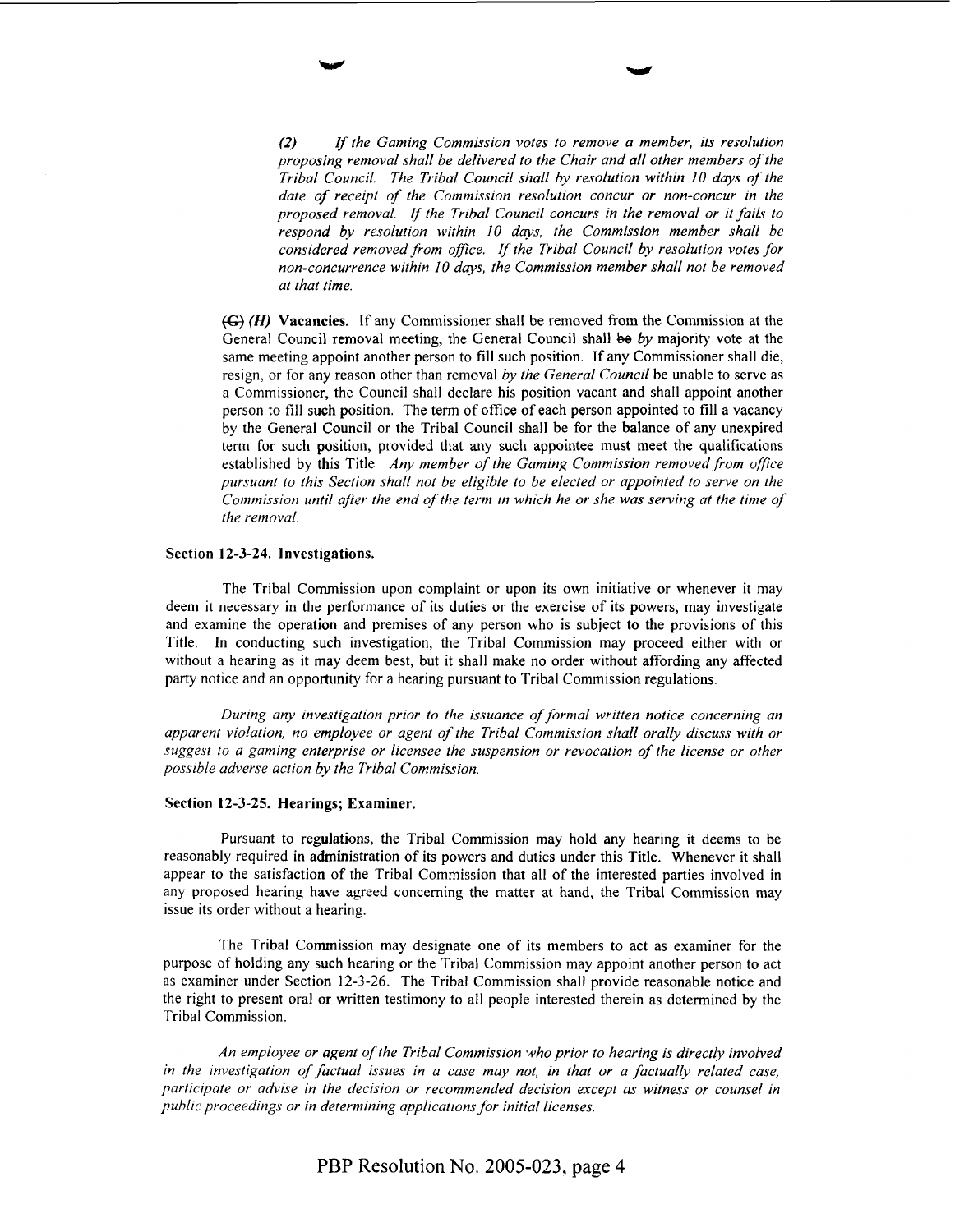*(2) If the Gaming Commission votes to remove a member, its resolution proposing removal shall be delivered to the Chair and all other members of the Tribal Council. The Tribal Council shall by resolution within 10 days of the date of receipt of the Commission resolution concur or non-concur in the proposed removal. If the Tribal Council concurs in the removal or it fails to respond by resolution within 10 days, the Commission member shall be considered removed from office. If the Tribal Council by resolution votes for non-concurrence within 10 days, the Commission member shall not be removed at that time.*

~~(G)~~ *(H)* **Vacancies.** If any Commissioner shall be removed from the Commission at the General Council removal meeting, the General Council shall ~~be~~ *by* majority vote at the same meeting appoint another person to fill such position. If any Commissioner shall die, resign, or for any reason other than removal *by the General Council* be unable to serve as a Commissioner, the Council shall declare his position vacant and shall appoint another person to fill such position. The term of office of each person appointed to fill a vacancy by the General Council or the Tribal Council shall be for the balance of any unexpired term for such position, provided that any such appointee must meet the qualifications established by this Title. *Any member of the Gaming Commission removed from office pursuant to this Section shall not be eligible to be elected or appointed to serve on the Commission until after the end of the term in which he or she was serving at the time of the removal.*

**Section 12-3-24. Investigations.**

The Tribal Commission upon complaint or upon its own initiative or whenever it may deem it necessary in the performance of its duties or the exercise of its powers, may investigate and examine the operation and premises of any person who is subject to the provisions of this Title. In conducting such investigation, the Tribal Commission may proceed either with or without a hearing as it may deem best, but it shall make no order without affording any affected party notice and an opportunity for a hearing pursuant to Tribal Commission regulations.

*During any investigation prior to the issuance of formal written notice concerning an apparent violation, no employee or agent of the Tribal Commission shall orally discuss with or suggest to a gaming enterprise or licensee the suspension or revocation of the license or other possible adverse action by the Tribal Commission.*

**Section 12-3-25. Hearings; Examiner.**

Pursuant to regulations, the Tribal Commission may hold any hearing it deems to be reasonably required in administration of its powers and duties under this Title. Whenever it shall appear to the satisfaction of the Tribal Commission that all of the interested parties involved in any proposed hearing have agreed concerning the matter at hand, the Tribal Commission may issue its order without a hearing.

The Tribal Commission may designate one of its members to act as examiner for the purpose of holding any such hearing or the Tribal Commission may appoint another person to act as examiner under Section 12-3-26. The Tribal Commission shall provide reasonable notice and the right to present oral or written testimony to all people interested therein as determined by the Tribal Commission.

*An employee or agent of the Tribal Commission who prior to hearing is directly involved in the investigation of factual issues in a case may not, in that or a factually related case, participate or advise in the decision or recommended decision except as witness or counsel in public proceedings or in determining applications for initial licenses.*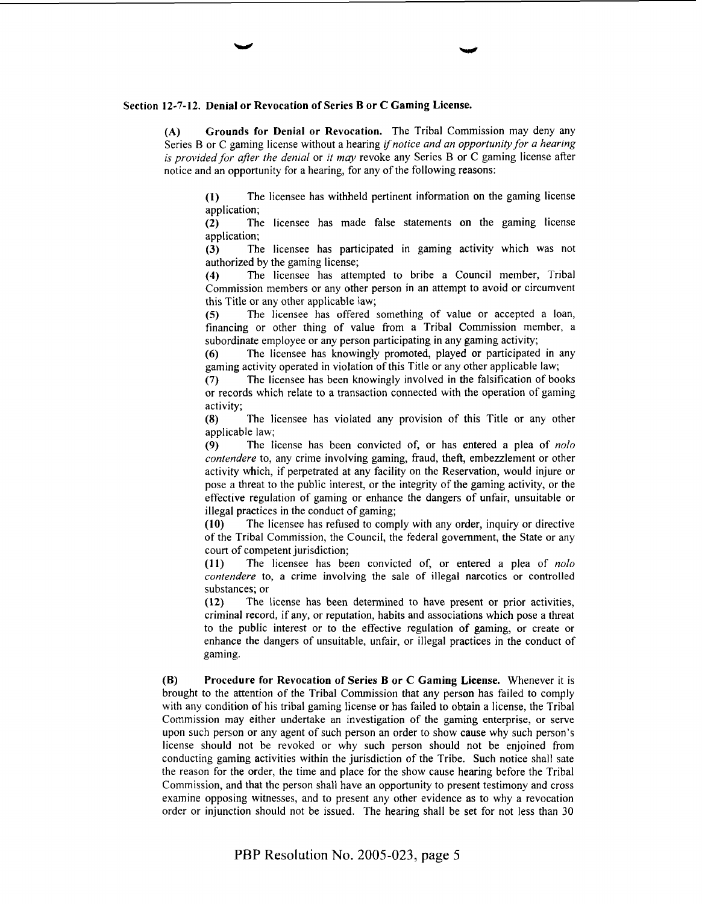### Section 12-7-12. Denial or Revocation of Series B or C Gaming License.

**(A) Grounds for Denial or Revocation.** The Tribal Commission may deny any Series B or C gaming license without a hearing *if notice and an opportunity for a hearing is provided for after the denial* or *it may* revoke any Series B or C gaming license after notice and an opportunity for a hearing, for any of the following reasons:

**(1)** The licensee has withheld pertinent information on the gaming license application;

**(2)** The licensee has made false statements on the gaming license application;

**(3)** The licensee has participated in gaming activity which was not authorized by the gaming license;

**(4)** The licensee has attempted to bribe a Council member, Tribal Commission members or any other person in an attempt to avoid or circumvent this Title or any other applicable law;

**(5)** The licensee has offered something of value or accepted a loan, financing or other thing of value from a Tribal Commission member, a subordinate employee or any person participating in any gaming activity;

**(6)** The licensee has knowingly promoted, played or participated in any gaming activity operated in violation of this Title or any other applicable law;

**(7)** The licensee has been knowingly involved in the falsification of books or records which relate to a transaction connected with the operation of gaming activity;

**(8)** The licensee has violated any provision of this Title or any other applicable law;

**(9)** The license has been convicted of, or has entered a plea of *nolo contendere* to, any crime involving gaming, fraud, theft, embezzlement or other activity which, if perpetrated at any facility on the Reservation, would injure or pose a threat to the public interest, or the integrity of the gaming activity, or the effective regulation of gaming or enhance the dangers of unfair, unsuitable or illegal practices in the conduct of gaming;

**(10)** The licensee has refused to comply with any order, inquiry or directive of the Tribal Commission, the Council, the federal government, the State or any court of competent jurisdiction;

**(11)** The licensee has been convicted of, or entered a plea of *nolo contendere* to, a crime involving the sale of illegal narcotics or controlled substances; or

**(12)** The license has been determined to have present or prior activities, criminal record, if any, or reputation, habits and associations which pose a threat to the public interest or to the effective regulation of gaming, or create or enhance the dangers of unsuitable, unfair, or illegal practices in the conduct of gaming.

**(B) Procedure for Revocation of Series B or C Gaming License.** Whenever it is brought to the attention of the Tribal Commission that any person has failed to comply with any condition of his tribal gaming license or has failed to obtain a license, the Tribal Commission may either undertake an investigation of the gaming enterprise, or serve upon such person or any agent of such person an order to show cause why such person's license should not be revoked or why such person should not be enjoined from conducting gaming activities within the jurisdiction of the Tribe. Such notice shall sate the reason for the order, the time and place for the show cause hearing before the Tribal Commission, and that the person shall have an opportunity to present testimony and cross examine opposing witnesses, and to present any other evidence as to why a revocation order or injunction should not be issued. The hearing shall be set for not less than 30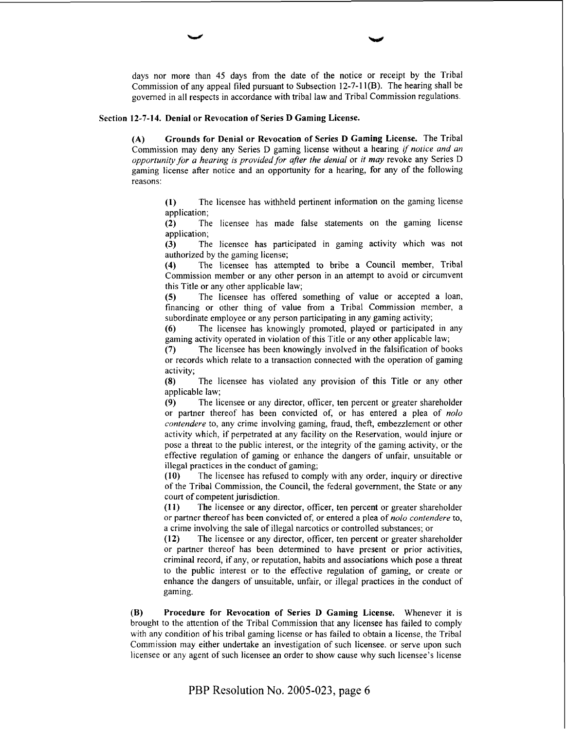days nor more than 45 days from the date of the notice or receipt by the Tribal Commission of any appeal filed pursuant to Subsection 12-7-11(B). The hearing shall be governed in all respects in accordance with tribal law and Tribal Commission regulations.

**Section 12-7-14. Denial or Revocation of Series D Gaming License.**

**(A) Grounds for Denial or Revocation of Series D Gaming License.** The Tribal Commission may deny any Series D gaming license without a hearing *if notice and an opportunity for a hearing is provided for after the denial* or *it may* revoke any Series D gaming license after notice and an opportunity for a hearing, for any of the following reasons:

**(1)** The licensee has withheld pertinent information on the gaming license application;
**(2)** The licensee has made false statements on the gaming license application;
**(3)** The licensee has participated in gaming activity which was not authorized by the gaming license;
**(4)** The licensee has attempted to bribe a Council member, Tribal Commission member or any other person in an attempt to avoid or circumvent this Title or any other applicable law;
**(5)** The licensee has offered something of value or accepted a loan, financing or other thing of value from a Tribal Commission member, a subordinate employee or any person participating in any gaming activity;
**(6)** The licensee has knowingly promoted, played or participated in any gaming activity operated in violation of this Title or any other applicable law;
**(7)** The licensee has been knowingly involved in the falsification of books or records which relate to a transaction connected with the operation of gaming activity;
**(8)** The licensee has violated any provision of this Title or any other applicable law;
**(9)** The licensee or any director, officer, ten percent or greater shareholder or partner thereof has been convicted of, or has entered a plea of *nolo contendere* to, any crime involving gaming, fraud, theft, embezzlement or other activity which, if perpetrated at any facility on the Reservation, would injure or pose a threat to the public interest, or the integrity of the gaming activity, or the effective regulation of gaming or enhance the dangers of unfair, unsuitable or illegal practices in the conduct of gaming;
**(10)** The licensee has refused to comply with any order, inquiry or directive of the Tribal Commission, the Council, the federal government, the State or any court of competent jurisdiction.
**(11)** The licensee or any director, officer, ten percent or greater shareholder or partner thereof has been convicted of, or entered a plea of *nolo contendere* to, a crime involving the sale of illegal narcotics or controlled substances; or
**(12)** The licensee or any director, officer, ten percent or greater shareholder or partner thereof has been determined to have present or prior activities, criminal record, if any, or reputation, habits and associations which pose a threat to the public interest or to the effective regulation of gaming, or create or enhance the dangers of unsuitable, unfair, or illegal practices in the conduct of gaming.

**(B) Procedure for Revocation of Series D Gaming License.** Whenever it is brought to the attention of the Tribal Commission that any licensee has failed to comply with any condition of his tribal gaming license or has failed to obtain a license, the Tribal Commission may either undertake an investigation of such licensee. or serve upon such licensee or any agent of such licensee an order to show cause why such licensee's license

PBP Resolution No. 2005-023, page 6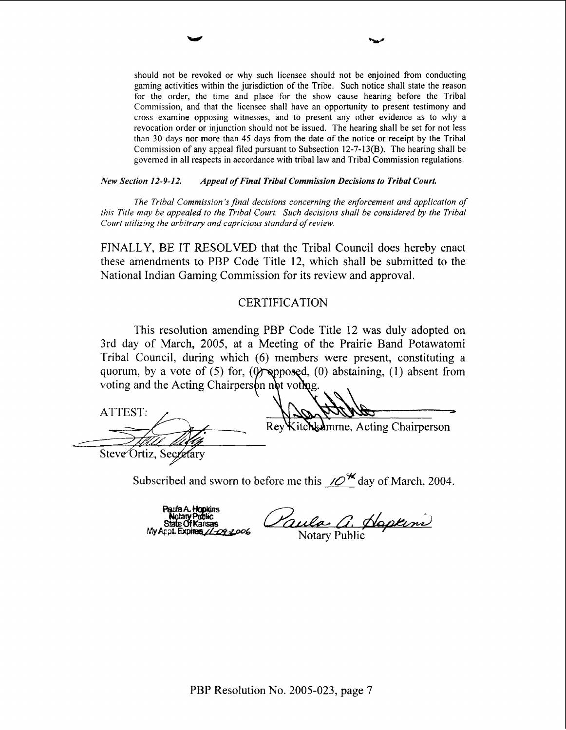should not be revoked or why such licensee should not be enjoined from conducting gaming activities within the jurisdiction of the Tribe. Such notice shall state the reason for the order, the time and place for the show cause hearing before the Tribal Commission, and that the licensee shall have an opportunity to present testimony and cross examine opposing witnesses, and to present any other evidence as to why a revocation order or injunction should not be issued. The hearing shall be set for not less than 30 days nor more than 45 days from the date of the notice or receipt by the Tribal Commission of any appeal filed pursuant to Subsection 12-7-13(B). The hearing shall be governed in all respects in accordance with tribal law and Tribal Commission regulations.

***New Section 12-9-12. Appeal of Final Tribal Commission Decisions to Tribal Court.***

*The Tribal Commission's final decisions concerning the enforcement and application of this Title may be appealed to the Tribal Court. Such decisions shall be considered by the Tribal Court utilizing the arbitrary and capricious standard of review.*

FINALLY, BE IT RESOLVED that the Tribal Council does hereby enact these amendments to PBP Code Title 12, which shall be submitted to the National Indian Gaming Commission for its review and approval.

## CERTIFICATION

This resolution amending PBP Code Title 12 was duly adopted on 3rd day of March, 2005, at a Meeting of the Prairie Band Potawatomi Tribal Council, during which (6) members were present, constituting a quorum, by a vote of (5) for, (0) opposed, (0) abstaining, (1) absent from voting and the Acting Chairperson not voting.

ATTEST:

Steve Ortiz, Secretary

Rey Kitchkumme, Acting Chairperson

Subscribed and sworn to before me this 10th day of March, 2004.

Paula A. Hopkins
Notary Public
State Of Kansas
My Appt. Expires 11-09-2006

Paula A. Hopkins
Notary Public

PBP Resolution No. 2005-023, page 7